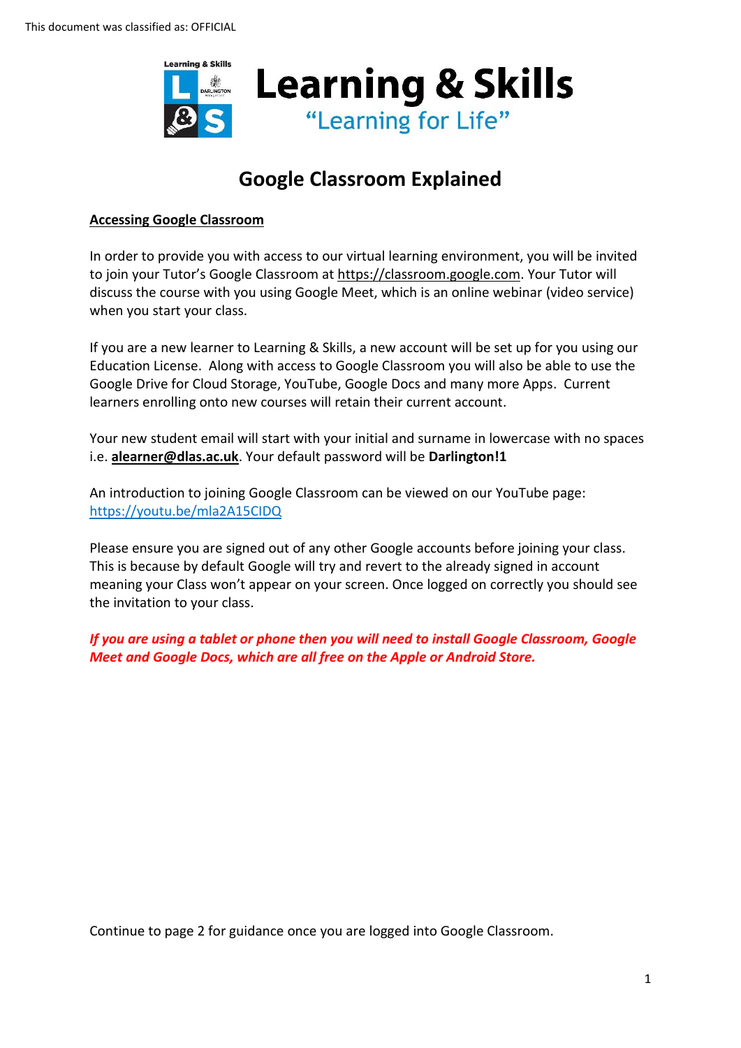This document was classified as: OFFICIAL

# Learning & Skills

"Learning for Life"

## Google Classroom Explained

**Accessing Google Classroom**

In order to provide you with access to our virtual learning environment, you will be invited to join your Tutor's Google Classroom at https://classroom.google.com. Your Tutor will discuss the course with you using Google Meet, which is an online webinar (video service) when you start your class.

If you are a new learner to Learning & Skills, a new account will be set up for you using our Education License. Along with access to Google Classroom you will also be able to use the Google Drive for Cloud Storage, YouTube, Google Docs and many more Apps. Current learners enrolling onto new courses will retain their current account.

Your new student email will start with your initial and surname in lowercase with no spaces i.e. **alearner@dlas.ac.uk**. Your default password will be **Darlington!1**

An introduction to joining Google Classroom can be viewed on our YouTube page: https://youtu.be/mla2A15CIDQ

Please ensure you are signed out of any other Google accounts before joining your class. This is because by default Google will try and revert to the already signed in account meaning your Class won't appear on your screen. Once logged on correctly you should see the invitation to your class.

***If you are using a tablet or phone then you will need to install Google Classroom, Google Meet and Google Docs, which are all free on the Apple or Android Store.***

Continue to page 2 for guidance once you are logged into Google Classroom.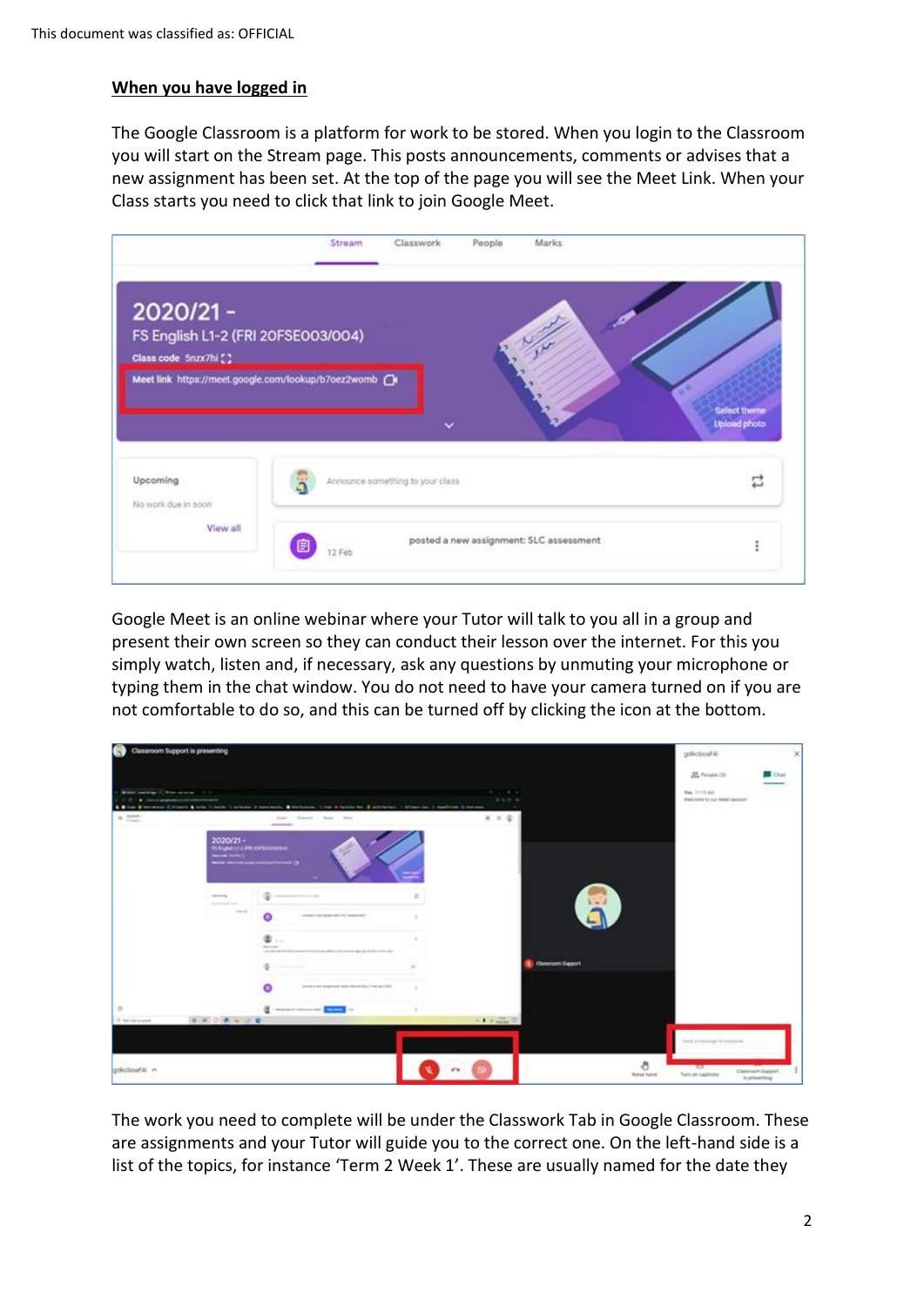## When you have logged in

The Google Classroom is a platform for work to be stored. When you login to the Classroom you will start on the Stream page. This posts announcements, comments or advises that a new assignment has been set. At the top of the page you will see the Meet Link. When your Class starts you need to click that link to join Google Meet.

Google Meet is an online webinar where your Tutor will talk to you all in a group and present their own screen so they can conduct their lesson over the internet. For this you simply watch, listen and, if necessary, ask any questions by unmuting your microphone or typing them in the chat window. You do not need to have your camera turned on if you are not comfortable to do so, and this can be turned off by clicking the icon at the bottom.

The work you need to complete will be under the Classwork Tab in Google Classroom. These are assignments and your Tutor will guide you to the correct one. On the left-hand side is a list of the topics, for instance 'Term 2 Week 1'. These are usually named for the date they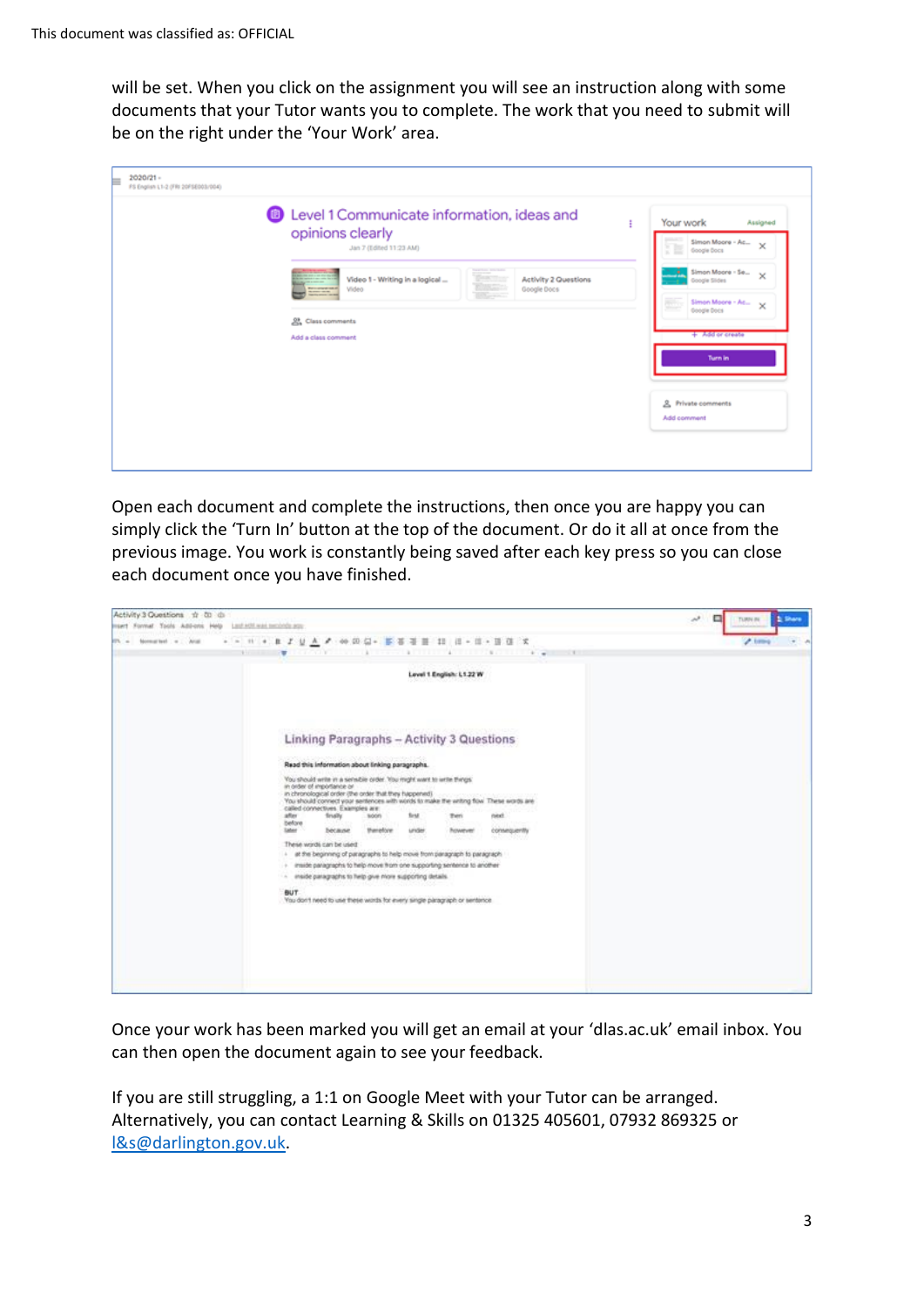will be set. When you click on the assignment you will see an instruction along with some documents that your Tutor wants you to complete. The work that you need to submit will be on the right under the 'Your Work' area.

Open each document and complete the instructions, then once you are happy you can simply click the 'Turn In' button at the top of the document. Or do it all at once from the previous image. You work is constantly being saved after each key press so you can close each document once you have finished.

Once your work has been marked you will get an email at your 'dlas.ac.uk' email inbox. You can then open the document again to see your feedback.

If you are still struggling, a 1:1 on Google Meet with your Tutor can be arranged. Alternatively, you can contact Learning & Skills on 01325 405601, 07932 869325 or l&s@darlington.gov.uk.